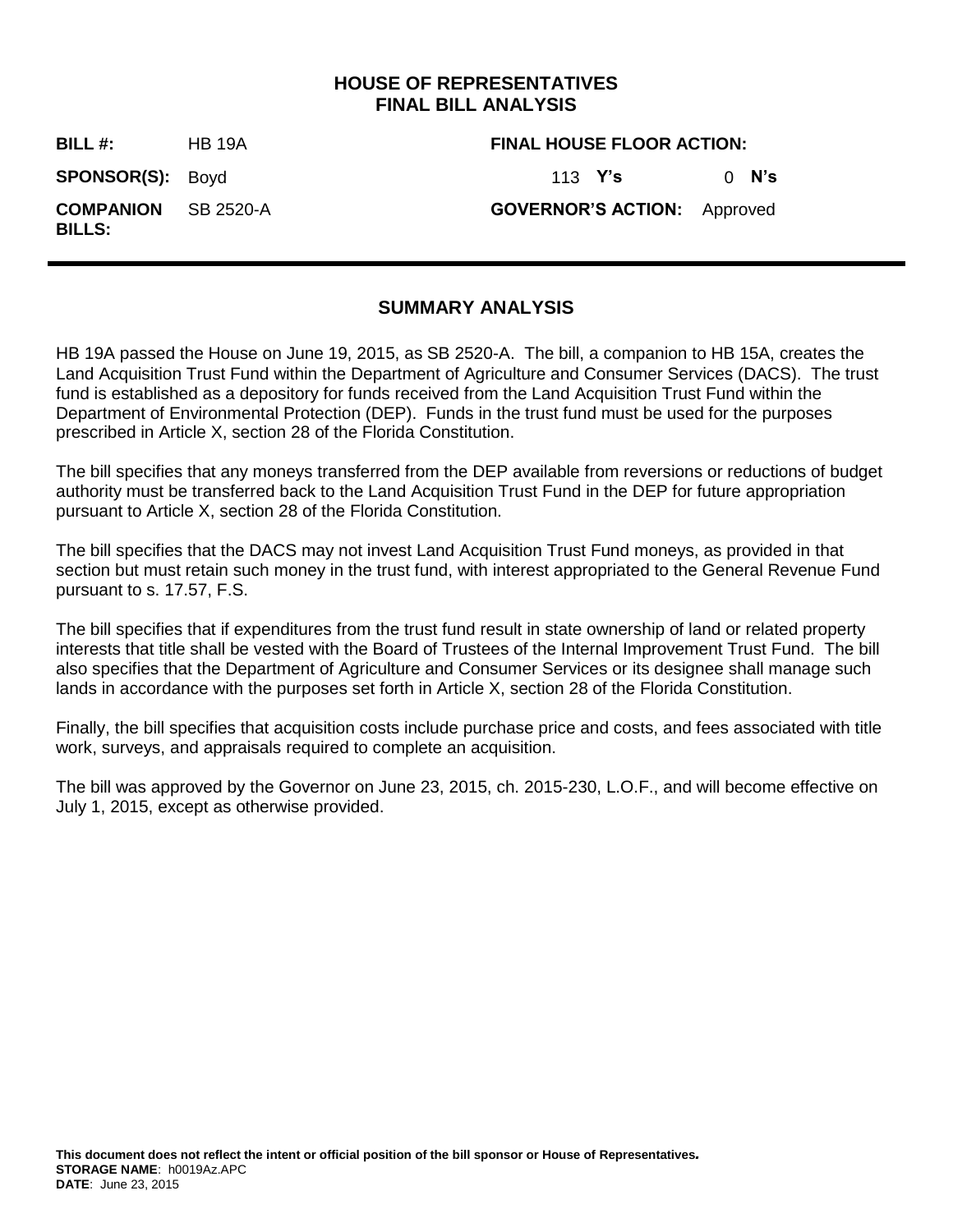# HOUSE OF REPRESENTATIVES
## FINAL BILL ANALYSIS

| | | | |
|---|---|---|---|
| **BILL #:** | HB 19A | **FINAL HOUSE FLOOR ACTION:** | |
| **SPONSOR(S):** | Boyd | 113 **Y's** | 0 **N's** |
| **COMPANION BILLS:** | SB 2520-A | **GOVERNOR'S ACTION:** | Approved |

---

## SUMMARY ANALYSIS

HB 19A passed the House on June 19, 2015, as SB 2520-A. The bill, a companion to HB 15A, creates the Land Acquisition Trust Fund within the Department of Agriculture and Consumer Services (DACS). The trust fund is established as a depository for funds received from the Land Acquisition Trust Fund within the Department of Environmental Protection (DEP). Funds in the trust fund must be used for the purposes prescribed in Article X, section 28 of the Florida Constitution.

The bill specifies that any moneys transferred from the DEP available from reversions or reductions of budget authority must be transferred back to the Land Acquisition Trust Fund in the DEP for future appropriation pursuant to Article X, section 28 of the Florida Constitution.

The bill specifies that the DACS may not invest Land Acquisition Trust Fund moneys, as provided in that section but must retain such money in the trust fund, with interest appropriated to the General Revenue Fund pursuant to s. 17.57, F.S.

The bill specifies that if expenditures from the trust fund result in state ownership of land or related property interests that title shall be vested with the Board of Trustees of the Internal Improvement Trust Fund. The bill also specifies that the Department of Agriculture and Consumer Services or its designee shall manage such lands in accordance with the purposes set forth in Article X, section 28 of the Florida Constitution.

Finally, the bill specifies that acquisition costs include purchase price and costs, and fees associated with title work, surveys, and appraisals required to complete an acquisition.

The bill was approved by the Governor on June 23, 2015, ch. 2015-230, L.O.F., and will become effective on July 1, 2015, except as otherwise provided.

**This document does not reflect the intent or official position of the bill sponsor or House of Representatives.**
**STORAGE NAME**: h0019Az.APC
**DATE**: June 23, 2015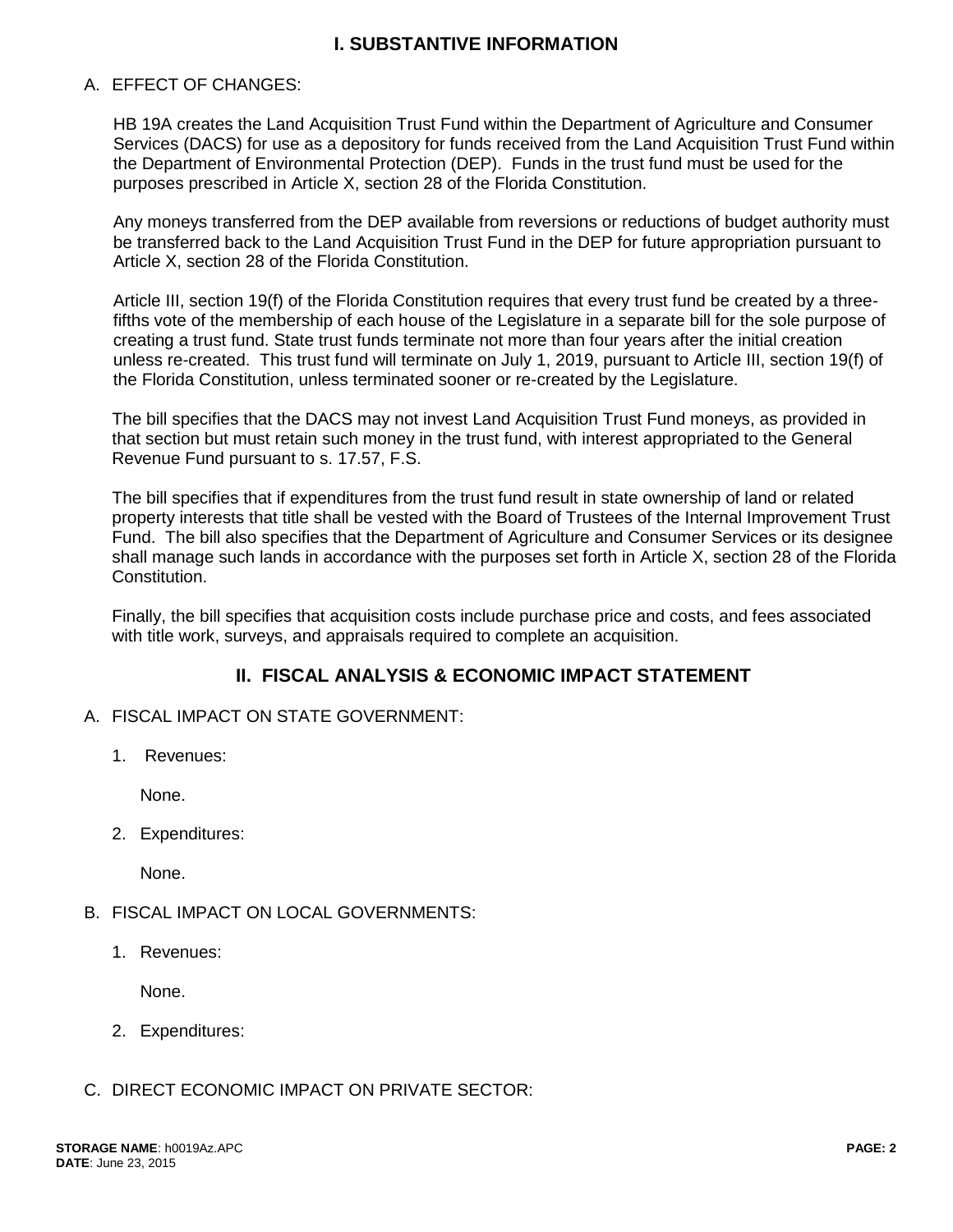## I. SUBSTANTIVE INFORMATION

A. EFFECT OF CHANGES:

HB 19A creates the Land Acquisition Trust Fund within the Department of Agriculture and Consumer Services (DACS) for use as a depository for funds received from the Land Acquisition Trust Fund within the Department of Environmental Protection (DEP). Funds in the trust fund must be used for the purposes prescribed in Article X, section 28 of the Florida Constitution.

Any moneys transferred from the DEP available from reversions or reductions of budget authority must be transferred back to the Land Acquisition Trust Fund in the DEP for future appropriation pursuant to Article X, section 28 of the Florida Constitution.

Article III, section 19(f) of the Florida Constitution requires that every trust fund be created by a three-fifths vote of the membership of each house of the Legislature in a separate bill for the sole purpose of creating a trust fund. State trust funds terminate not more than four years after the initial creation unless re-created. This trust fund will terminate on July 1, 2019, pursuant to Article III, section 19(f) of the Florida Constitution, unless terminated sooner or re-created by the Legislature.

The bill specifies that the DACS may not invest Land Acquisition Trust Fund moneys, as provided in that section but must retain such money in the trust fund, with interest appropriated to the General Revenue Fund pursuant to s. 17.57, F.S.

The bill specifies that if expenditures from the trust fund result in state ownership of land or related property interests that title shall be vested with the Board of Trustees of the Internal Improvement Trust Fund. The bill also specifies that the Department of Agriculture and Consumer Services or its designee shall manage such lands in accordance with the purposes set forth in Article X, section 28 of the Florida Constitution.

Finally, the bill specifies that acquisition costs include purchase price and costs, and fees associated with title work, surveys, and appraisals required to complete an acquisition.

## II. FISCAL ANALYSIS & ECONOMIC IMPACT STATEMENT

A. FISCAL IMPACT ON STATE GOVERNMENT:

1. Revenues:

   None.

2. Expenditures:

   None.

B. FISCAL IMPACT ON LOCAL GOVERNMENTS:

1. Revenues:

   None.

2. Expenditures:

C. DIRECT ECONOMIC IMPACT ON PRIVATE SECTOR: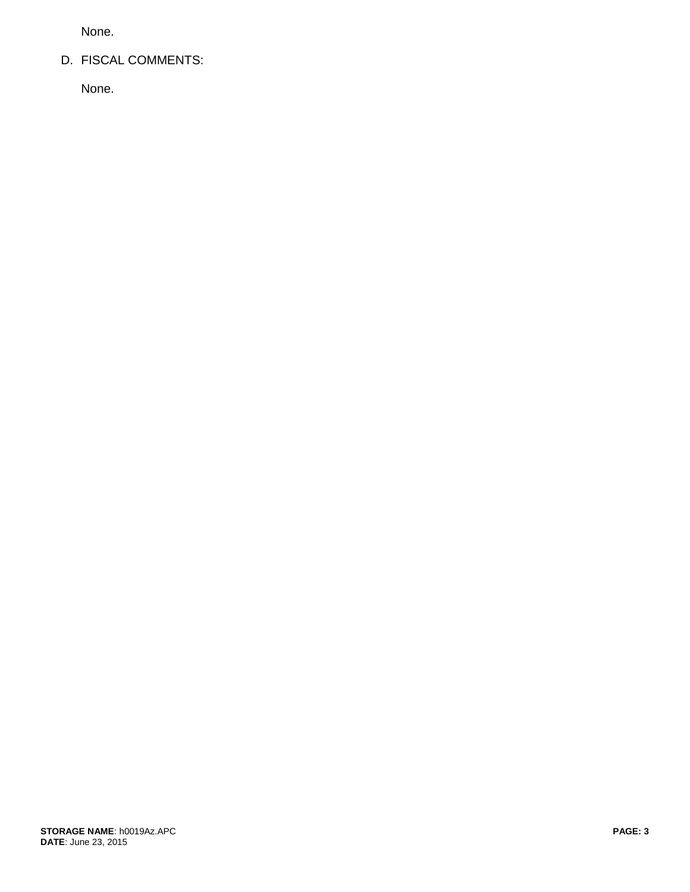None.

D. FISCAL COMMENTS:

None.